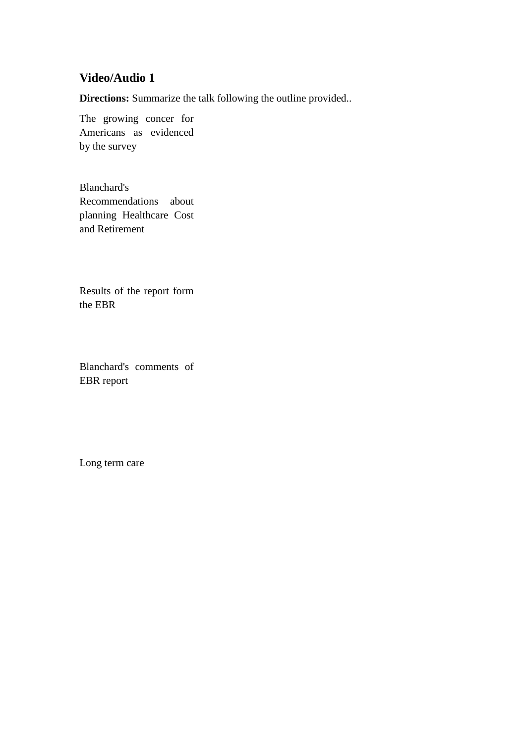## Video/Audio 1

**Directions:** Summarize the talk following the outline provided..

The growing concer for Americans as evidenced by the survey

Blanchard's Recommendations about planning Healthcare Cost and Retirement

Results of the report form the EBR

Blanchard's comments of EBR report

Long term care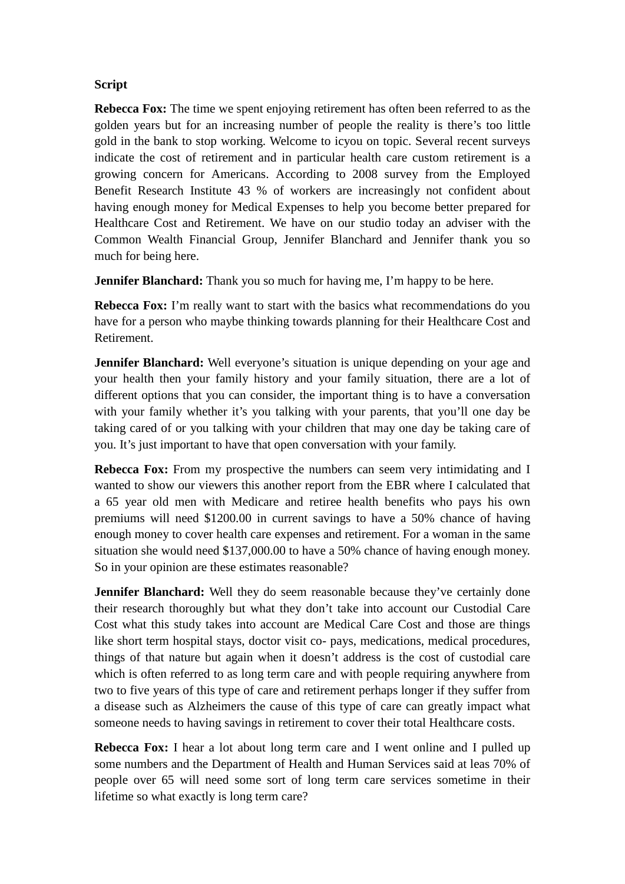**Script**

**Rebecca Fox:** The time we spent enjoying retirement has often been referred to as the golden years but for an increasing number of people the reality is there's too little gold in the bank to stop working. Welcome to icyou on topic. Several recent surveys indicate the cost of retirement and in particular health care custom retirement is a growing concern for Americans. According to 2008 survey from the Employed Benefit Research Institute 43 % of workers are increasingly not confident about having enough money for Medical Expenses to help you become better prepared for Healthcare Cost and Retirement. We have on our studio today an adviser with the Common Wealth Financial Group, Jennifer Blanchard and Jennifer thank you so much for being here.

**Jennifer Blanchard:** Thank you so much for having me, I'm happy to be here.

**Rebecca Fox:** I'm really want to start with the basics what recommendations do you have for a person who maybe thinking towards planning for their Healthcare Cost and Retirement.

**Jennifer Blanchard:** Well everyone's situation is unique depending on your age and your health then your family history and your family situation, there are a lot of different options that you can consider, the important thing is to have a conversation with your family whether it's you talking with your parents, that you'll one day be taking cared of or you talking with your children that may one day be taking care of you. It's just important to have that open conversation with your family.

**Rebecca Fox:** From my prospective the numbers can seem very intimidating and I wanted to show our viewers this another report from the EBR where I calculated that a 65 year old men with Medicare and retiree health benefits who pays his own premiums will need $1200.00 in current savings to have a 50% chance of having enough money to cover health care expenses and retirement. For a woman in the same situation she would need $137,000.00 to have a 50% chance of having enough money. So in your opinion are these estimates reasonable?

**Jennifer Blanchard:** Well they do seem reasonable because they've certainly done their research thoroughly but what they don't take into account our Custodial Care Cost what this study takes into account are Medical Care Cost and those are things like short term hospital stays, doctor visit co- pays, medications, medical procedures, things of that nature but again when it doesn't address is the cost of custodial care which is often referred to as long term care and with people requiring anywhere from two to five years of this type of care and retirement perhaps longer if they suffer from a disease such as Alzheimers the cause of this type of care can greatly impact what someone needs to having savings in retirement to cover their total Healthcare costs.

**Rebecca Fox:** I hear a lot about long term care and I went online and I pulled up some numbers and the Department of Health and Human Services said at leas 70% of people over 65 will need some sort of long term care services sometime in their lifetime so what exactly is long term care?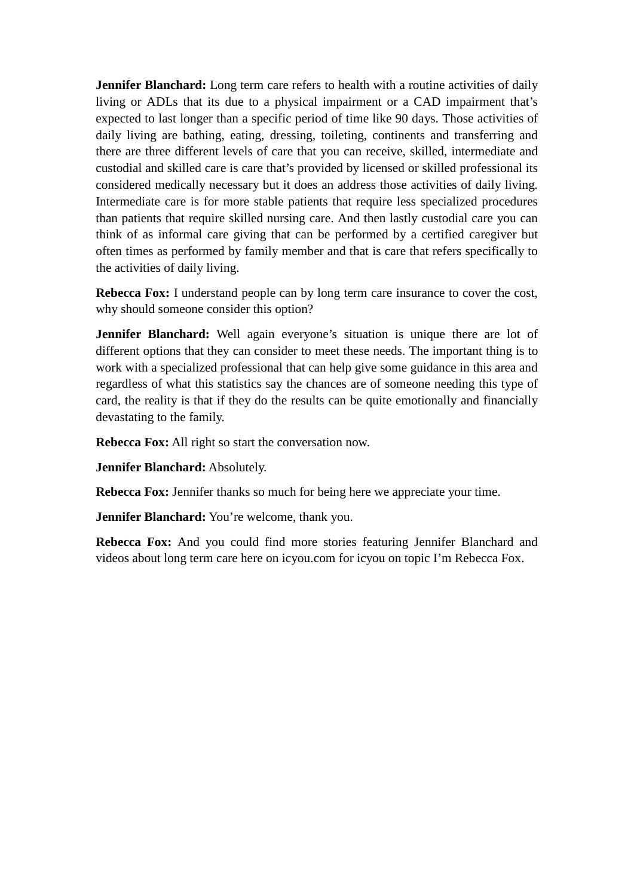**Jennifer Blanchard:** Long term care refers to health with a routine activities of daily living or ADLs that its due to a physical impairment or a CAD impairment that's expected to last longer than a specific period of time like 90 days. Those activities of daily living are bathing, eating, dressing, toileting, continents and transferring and there are three different levels of care that you can receive, skilled, intermediate and custodial and skilled care is care that's provided by licensed or skilled professional its considered medically necessary but it does an address those activities of daily living. Intermediate care is for more stable patients that require less specialized procedures than patients that require skilled nursing care. And then lastly custodial care you can think of as informal care giving that can be performed by a certified caregiver but often times as performed by family member and that is care that refers specifically to the activities of daily living.

**Rebecca Fox:** I understand people can by long term care insurance to cover the cost, why should someone consider this option?

**Jennifer Blanchard:** Well again everyone's situation is unique there are lot of different options that they can consider to meet these needs. The important thing is to work with a specialized professional that can help give some guidance in this area and regardless of what this statistics say the chances are of someone needing this type of card, the reality is that if they do the results can be quite emotionally and financially devastating to the family.

**Rebecca Fox:** All right so start the conversation now.

**Jennifer Blanchard:** Absolutely.

**Rebecca Fox:** Jennifer thanks so much for being here we appreciate your time.

**Jennifer Blanchard:** You're welcome, thank you.

**Rebecca Fox:** And you could find more stories featuring Jennifer Blanchard and videos about long term care here on icyou.com for icyou on topic I'm Rebecca Fox.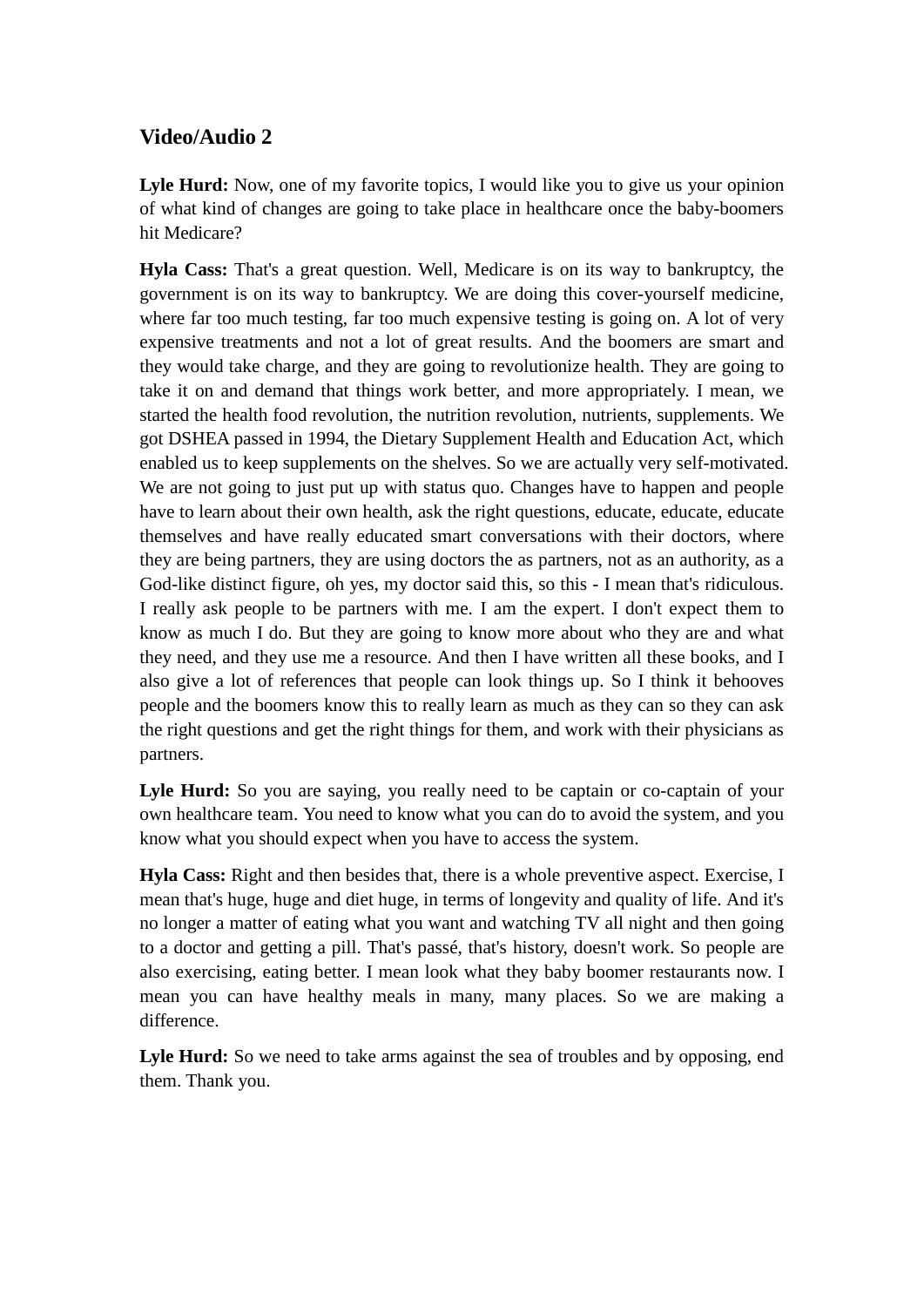## Video/Audio 2

**Lyle Hurd:** Now, one of my favorite topics, I would like you to give us your opinion of what kind of changes are going to take place in healthcare once the baby-boomers hit Medicare?

**Hyla Cass:** That's a great question. Well, Medicare is on its way to bankruptcy, the government is on its way to bankruptcy. We are doing this cover-yourself medicine, where far too much testing, far too much expensive testing is going on. A lot of very expensive treatments and not a lot of great results. And the boomers are smart and they would take charge, and they are going to revolutionize health. They are going to take it on and demand that things work better, and more appropriately. I mean, we started the health food revolution, the nutrition revolution, nutrients, supplements. We got DSHEA passed in 1994, the Dietary Supplement Health and Education Act, which enabled us to keep supplements on the shelves. So we are actually very self-motivated. We are not going to just put up with status quo. Changes have to happen and people have to learn about their own health, ask the right questions, educate, educate, educate themselves and have really educated smart conversations with their doctors, where they are being partners, they are using doctors the as partners, not as an authority, as a God-like distinct figure, oh yes, my doctor said this, so this - I mean that's ridiculous. I really ask people to be partners with me. I am the expert. I don't expect them to know as much I do. But they are going to know more about who they are and what they need, and they use me a resource. And then I have written all these books, and I also give a lot of references that people can look things up. So I think it behooves people and the boomers know this to really learn as much as they can so they can ask the right questions and get the right things for them, and work with their physicians as partners.

**Lyle Hurd:** So you are saying, you really need to be captain or co-captain of your own healthcare team. You need to know what you can do to avoid the system, and you know what you should expect when you have to access the system.

**Hyla Cass:** Right and then besides that, there is a whole preventive aspect. Exercise, I mean that's huge, huge and diet huge, in terms of longevity and quality of life. And it's no longer a matter of eating what you want and watching TV all night and then going to a doctor and getting a pill. That's passé, that's history, doesn't work. So people are also exercising, eating better. I mean look what they baby boomer restaurants now. I mean you can have healthy meals in many, many places. So we are making a difference.

**Lyle Hurd:** So we need to take arms against the sea of troubles and by opposing, end them. Thank you.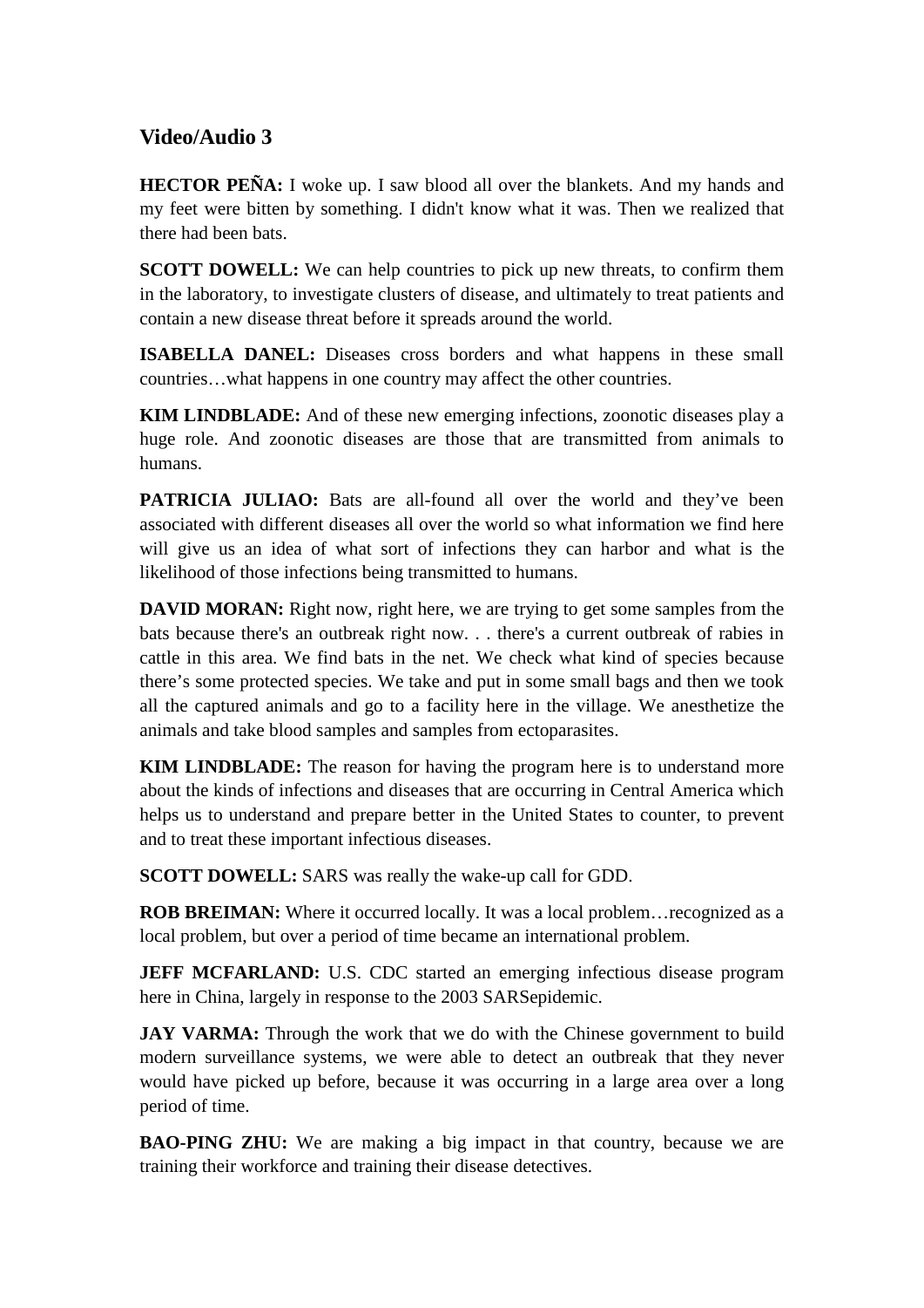## Video/Audio 3

**HECTOR PEÑA:** I woke up. I saw blood all over the blankets. And my hands and my feet were bitten by something. I didn't know what it was. Then we realized that there had been bats.

**SCOTT DOWELL:** We can help countries to pick up new threats, to confirm them in the laboratory, to investigate clusters of disease, and ultimately to treat patients and contain a new disease threat before it spreads around the world.

**ISABELLA DANEL:** Diseases cross borders and what happens in these small countries…what happens in one country may affect the other countries.

**KIM LINDBLADE:** And of these new emerging infections, zoonotic diseases play a huge role. And zoonotic diseases are those that are transmitted from animals to humans.

**PATRICIA JULIAO:** Bats are all-found all over the world and they've been associated with different diseases all over the world so what information we find here will give us an idea of what sort of infections they can harbor and what is the likelihood of those infections being transmitted to humans.

**DAVID MORAN:** Right now, right here, we are trying to get some samples from the bats because there's an outbreak right now. . . there's a current outbreak of rabies in cattle in this area. We find bats in the net. We check what kind of species because there's some protected species. We take and put in some small bags and then we took all the captured animals and go to a facility here in the village. We anesthetize the animals and take blood samples and samples from ectoparasites.

**KIM LINDBLADE:** The reason for having the program here is to understand more about the kinds of infections and diseases that are occurring in Central America which helps us to understand and prepare better in the United States to counter, to prevent and to treat these important infectious diseases.

**SCOTT DOWELL:** SARS was really the wake-up call for GDD.

**ROB BREIMAN:** Where it occurred locally. It was a local problem…recognized as a local problem, but over a period of time became an international problem.

**JEFF MCFARLAND:** U.S. CDC started an emerging infectious disease program here in China, largely in response to the 2003 SARSepidemic.

**JAY VARMA:** Through the work that we do with the Chinese government to build modern surveillance systems, we were able to detect an outbreak that they never would have picked up before, because it was occurring in a large area over a long period of time.

**BAO-PING ZHU:** We are making a big impact in that country, because we are training their workforce and training their disease detectives.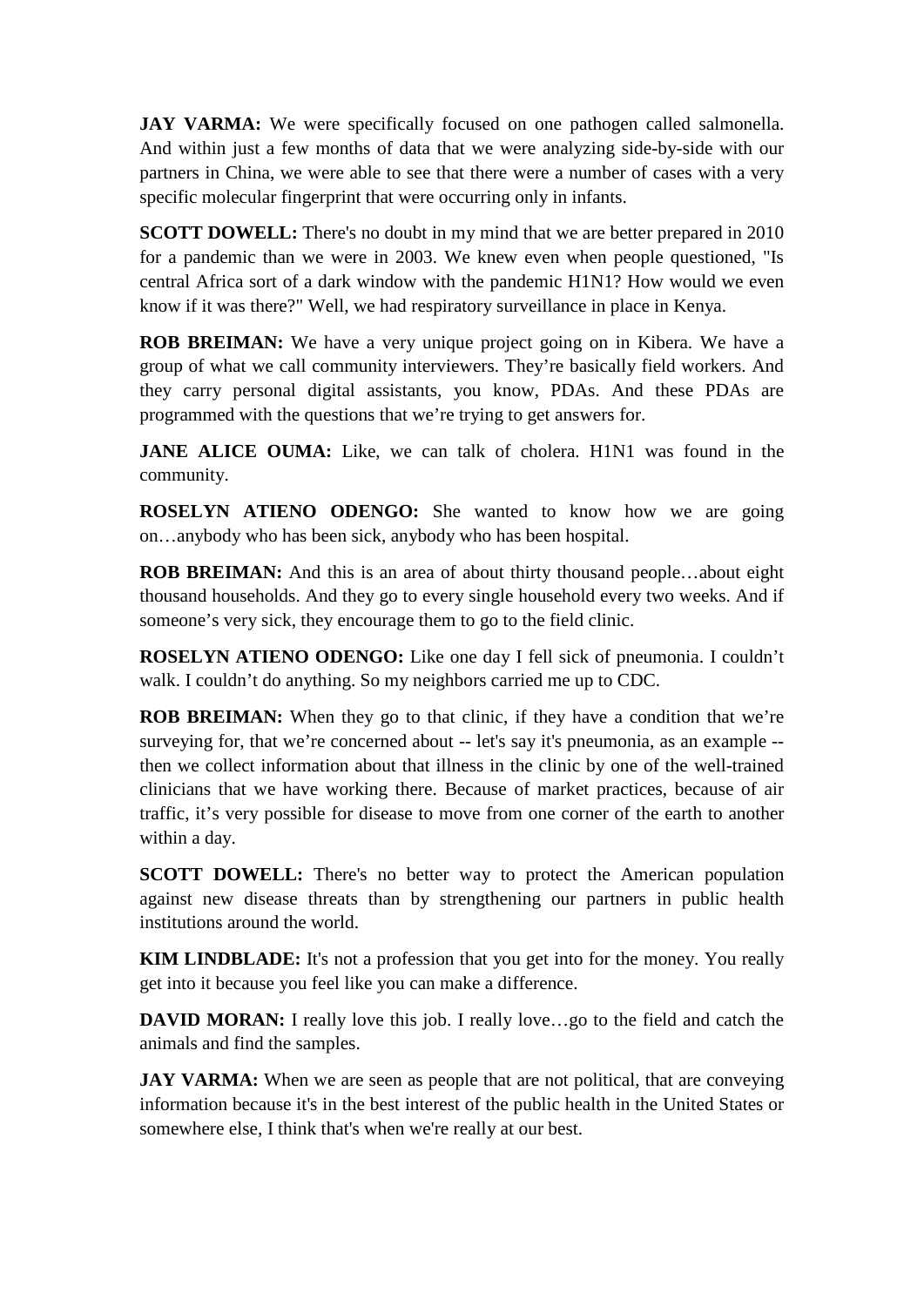**JAY VARMA:** We were specifically focused on one pathogen called salmonella. And within just a few months of data that we were analyzing side-by-side with our partners in China, we were able to see that there were a number of cases with a very specific molecular fingerprint that were occurring only in infants.

**SCOTT DOWELL:** There's no doubt in my mind that we are better prepared in 2010 for a pandemic than we were in 2003. We knew even when people questioned, "Is central Africa sort of a dark window with the pandemic H1N1? How would we even know if it was there?" Well, we had respiratory surveillance in place in Kenya.

**ROB BREIMAN:** We have a very unique project going on in Kibera. We have a group of what we call community interviewers. They're basically field workers. And they carry personal digital assistants, you know, PDAs. And these PDAs are programmed with the questions that we're trying to get answers for.

**JANE ALICE OUMA:** Like, we can talk of cholera. H1N1 was found in the community.

**ROSELYN ATIENO ODENGO:** She wanted to know how we are going on…anybody who has been sick, anybody who has been hospital.

**ROB BREIMAN:** And this is an area of about thirty thousand people…about eight thousand households. And they go to every single household every two weeks. And if someone's very sick, they encourage them to go to the field clinic.

**ROSELYN ATIENO ODENGO:** Like one day I fell sick of pneumonia. I couldn't walk. I couldn't do anything. So my neighbors carried me up to CDC.

**ROB BREIMAN:** When they go to that clinic, if they have a condition that we're surveying for, that we're concerned about -- let's say it's pneumonia, as an example -- then we collect information about that illness in the clinic by one of the well-trained clinicians that we have working there. Because of market practices, because of air traffic, it's very possible for disease to move from one corner of the earth to another within a day.

**SCOTT DOWELL:** There's no better way to protect the American population against new disease threats than by strengthening our partners in public health institutions around the world.

**KIM LINDBLADE:** It's not a profession that you get into for the money. You really get into it because you feel like you can make a difference.

**DAVID MORAN:** I really love this job. I really love…go to the field and catch the animals and find the samples.

**JAY VARMA:** When we are seen as people that are not political, that are conveying information because it's in the best interest of the public health in the United States or somewhere else, I think that's when we're really at our best.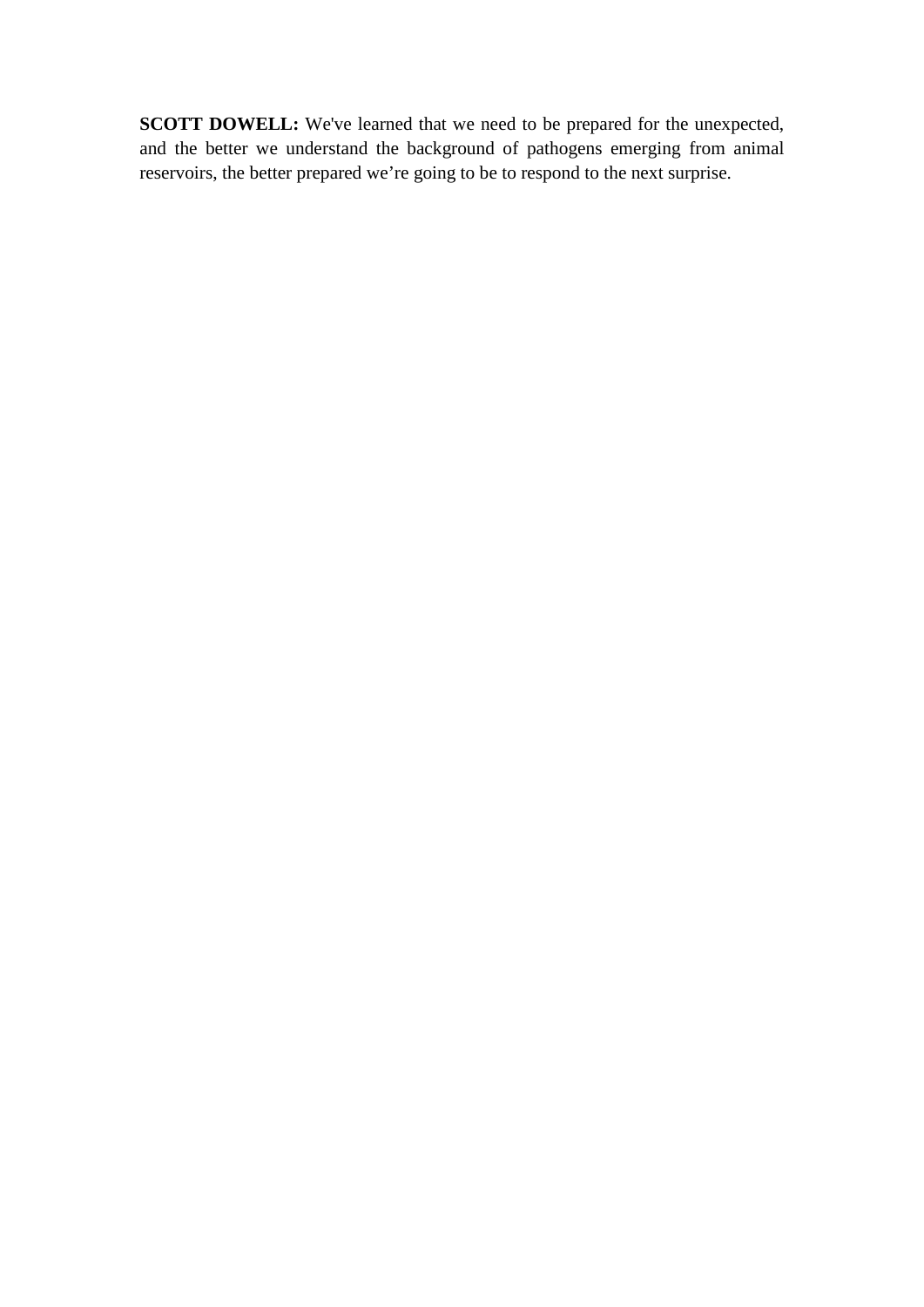**SCOTT DOWELL:** We've learned that we need to be prepared for the unexpected, and the better we understand the background of pathogens emerging from animal reservoirs, the better prepared we’re going to be to respond to the next surprise.